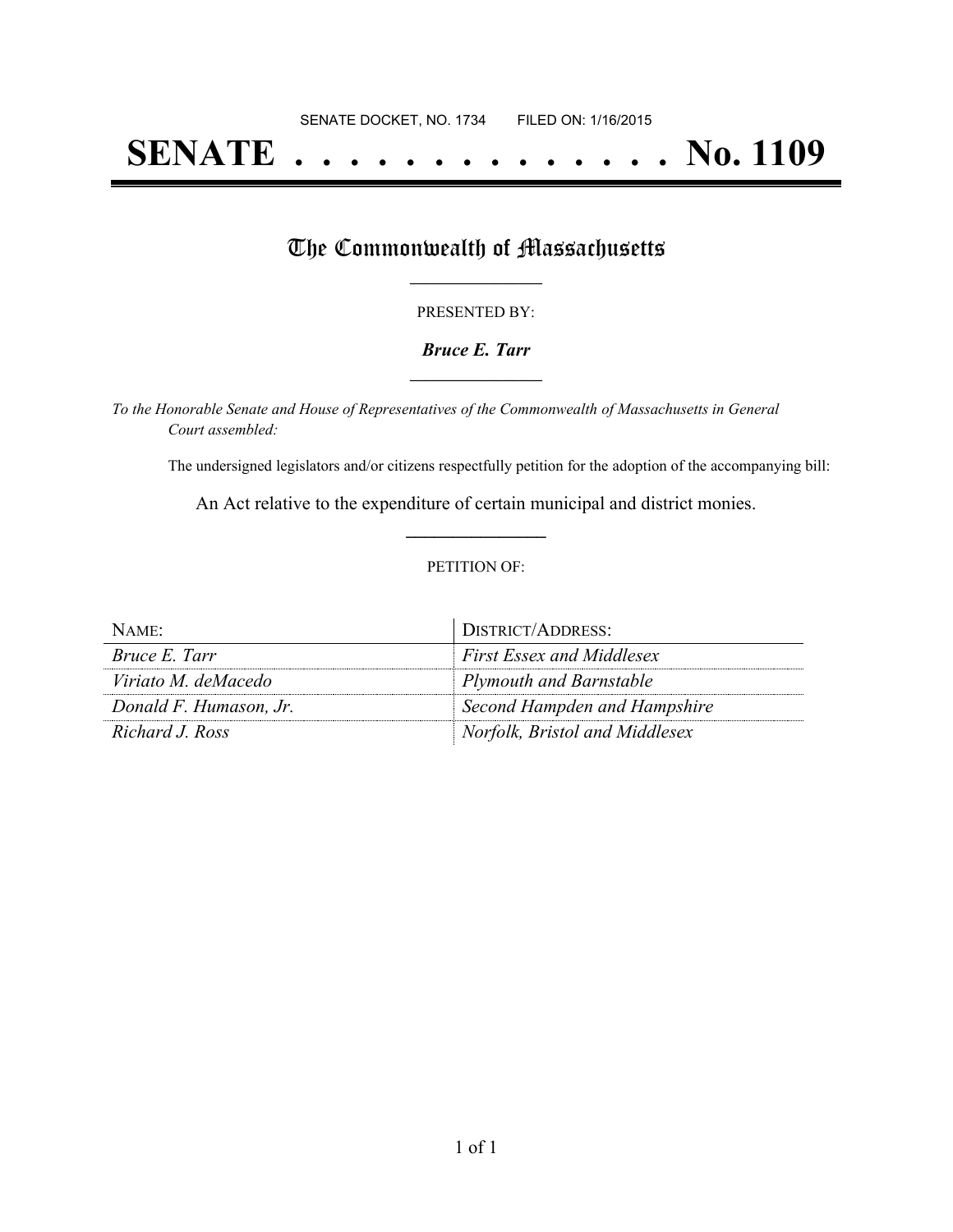SENATE DOCKET, NO. 1734        FILED ON: 1/16/2015

# SENATE . . . . . . . . . . . . . . No. 1109

## The Commonwealth of Massachusetts

PRESENTED BY:

***Bruce E. Tarr***

*To the Honorable Senate and House of Representatives of the Commonwealth of Massachusetts in General Court assembled:*

The undersigned legislators and/or citizens respectfully petition for the adoption of the accompanying bill:

An Act relative to the expenditure of certain municipal and district monies.

PETITION OF:

| NAME: | DISTRICT/ADDRESS: |
|---|---|
| *Bruce E. Tarr* | *First Essex and Middlesex* |
| *Viriato M. deMacedo* | *Plymouth and Barnstable* |
| *Donald F. Humason, Jr.* | *Second Hampden and Hampshire* |
| *Richard J. Ross* | *Norfolk, Bristol and Middlesex* |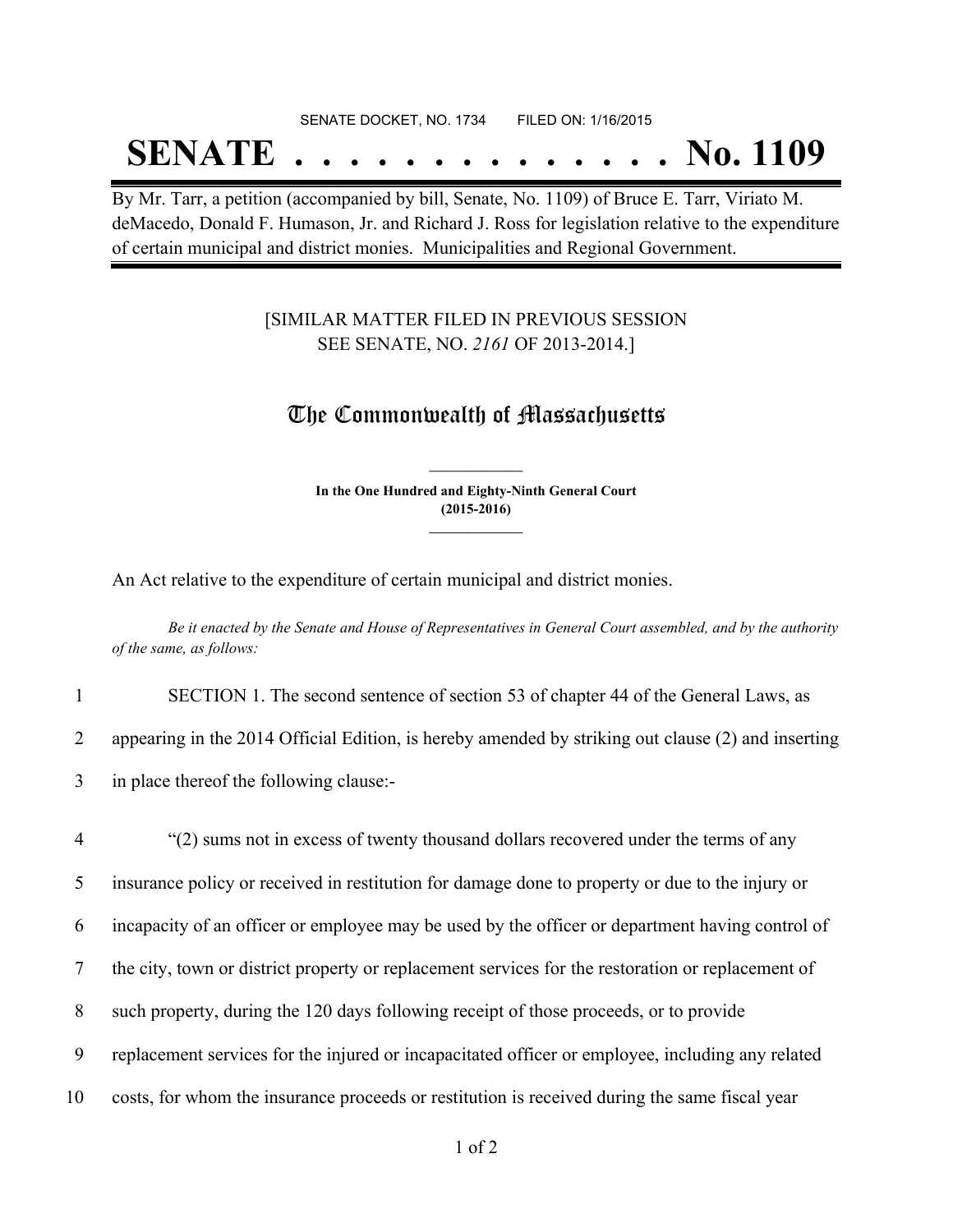SENATE DOCKET, NO. 1734        FILED ON: 1/16/2015

# SENATE . . . . . . . . . . . . . . No. 1109

By Mr. Tarr, a petition (accompanied by bill, Senate, No. 1109) of Bruce E. Tarr, Viriato M. deMacedo, Donald F. Humason, Jr. and Richard J. Ross for legislation relative to the expenditure of certain municipal and district monies. Municipalities and Regional Government.

[SIMILAR MATTER FILED IN PREVIOUS SESSION SEE SENATE, NO. *2161* OF 2013-2014.]

## The Commonwealth of Massachusetts

**In the One Hundred and Eighty-Ninth General Court (2015-2016)**

An Act relative to the expenditure of certain municipal and district monies.

*Be it enacted by the Senate and House of Representatives in General Court assembled, and by the authority of the same, as follows:*

1 SECTION 1. The second sentence of section 53 of chapter 44 of the General Laws, as
2 appearing in the 2014 Official Edition, is hereby amended by striking out clause (2) and inserting
3 in place thereof the following clause:-

4 "(2) sums not in excess of twenty thousand dollars recovered under the terms of any
5 insurance policy or received in restitution for damage done to property or due to the injury or
6 incapacity of an officer or employee may be used by the officer or department having control of
7 the city, town or district property or replacement services for the restoration or replacement of
8 such property, during the 120 days following receipt of those proceeds, or to provide
9 replacement services for the injured or incapacitated officer or employee, including any related
10 costs, for whom the insurance proceeds or restitution is received during the same fiscal year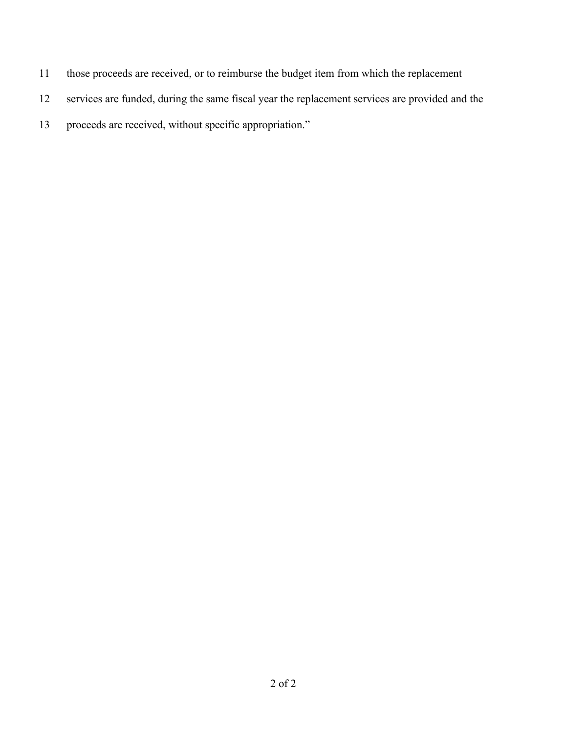11 those proceeds are received, or to reimburse the budget item from which the replacement

12 services are funded, during the same fiscal year the replacement services are provided and the

13 proceeds are received, without specific appropriation."